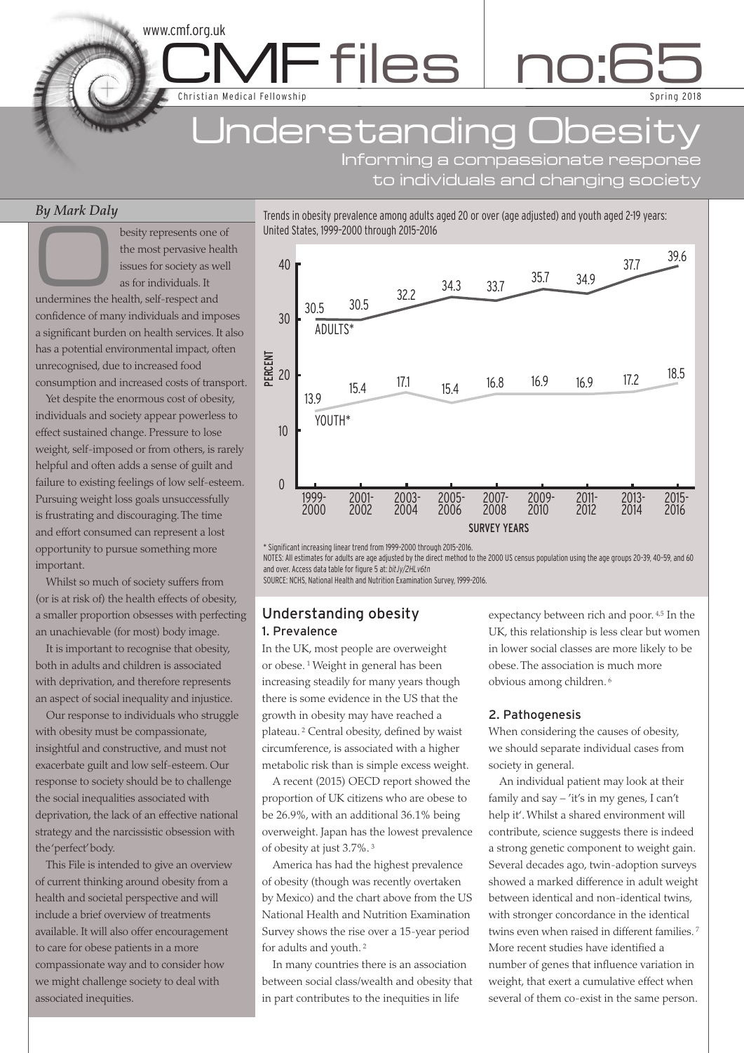www.cmf.org.uk

# CMF files no:65

Christian Medical Fellowship

Spring 2018

# Understanding Obesity

## Informing a compassionate response to individuals and changing society

*By Mark Daly*

Obesity represents one of the most pervasive health issues for society as well as for individuals. It undermines the health, self-respect and confidence of many individuals and imposes a significant burden on health services. It also has a potential environmental impact, often unrecognised, due to increased food consumption and increased costs of transport.

Yet despite the enormous cost of obesity, individuals and society appear powerless to effect sustained change. Pressure to lose weight, self-imposed or from others, is rarely helpful and often adds a sense of guilt and failure to existing feelings of low self-esteem. Pursuing weight loss goals unsuccessfully is frustrating and discouraging. The time and effort consumed can represent a lost opportunity to pursue something more important.

Whilst so much of society suffers from (or is at risk of) the health effects of obesity, a smaller proportion obsesses with perfecting an unachievable (for most) body image.

It is important to recognise that obesity, both in adults and children is associated with deprivation, and therefore represents an aspect of social inequality and injustice.

Our response to individuals who struggle with obesity must be compassionate, insightful and constructive, and must not exacerbate guilt and low self-esteem. Our response to society should be to challenge the social inequalities associated with deprivation, the lack of an effective national strategy and the narcissistic obsession with the 'perfect' body.

This File is intended to give an overview of current thinking around obesity from a health and societal perspective and will include a brief overview of treatments available. It will also offer encouragement to care for obese patients in a more compassionate way and to consider how we might challenge society to deal with associated inequities.

Trends in obesity prevalence among adults aged 20 or over (age adjusted) and youth aged 2-19 years: United States, 1999-2000 through 2015-2016

| Survey years | Adults* (percent) | Youth* (percent) |
|---|---|---|
| 1999-2000 | 30.5 | 13.9 |
| 2001-2002 | 30.5 | 15.4 |
| 2003-2004 | 32.2 | 17.1 |
| 2005-2006 | 34.3 | 15.4 |
| 2007-2008 | 33.7 | 16.8 |
| 2009-2010 | 35.7 | 16.9 |
| 2011-2012 | 34.9 | 16.9 |
| 2013-2014 | 37.7 | 17.2 |
| 2015-2016 | 39.6 | 18.5 |

\* Significant increasing linear trend from 1999-2000 through 2015-2016.

NOTES: All estimates for adults are age adjusted by the direct method to the 2000 US census population using the age groups 20–39, 40–59, and 60 and over. Access data table for figure 5 at: *bit.ly/2HLv6tn*

SOURCE: NCHS, National Health and Nutrition Examination Survey, 1999-2016.

## Understanding obesity

### 1. Prevalence

In the UK, most people are overweight or obese.[1] Weight in general has been increasing steadily for many years though there is some evidence in the US that the growth in obesity may have reached a plateau.[2] Central obesity, defined by waist circumference, is associated with a higher metabolic risk than is simple excess weight.

A recent (2015) OECD report showed the proportion of UK citizens who are obese to be 26.9%, with an additional 36.1% being overweight. Japan has the lowest prevalence of obesity at just 3.7%.[3]

America has had the highest prevalence of obesity (though was recently overtaken by Mexico) and the chart above from the US National Health and Nutrition Examination Survey shows the rise over a 15-year period for adults and youth.[2]

In many countries there is an association between social class/wealth and obesity that in part contributes to the inequities in life expectancy between rich and poor.[4,5] In the UK, this relationship is less clear but women in lower social classes are more likely to be obese. The association is much more obvious among children.[6]

### 2. Pathogenesis

When considering the causes of obesity, we should separate individual cases from society in general.

An individual patient may look at their family and say – 'it's in my genes, I can't help it'. Whilst a shared environment will contribute, science suggests there is indeed a strong genetic component to weight gain. Several decades ago, twin-adoption surveys showed a marked difference in adult weight between identical and non-identical twins, with stronger concordance in the identical twins even when raised in different families.[7] More recent studies have identified a number of genes that influence variation in weight, that exert a cumulative effect when several of them co-exist in the same person.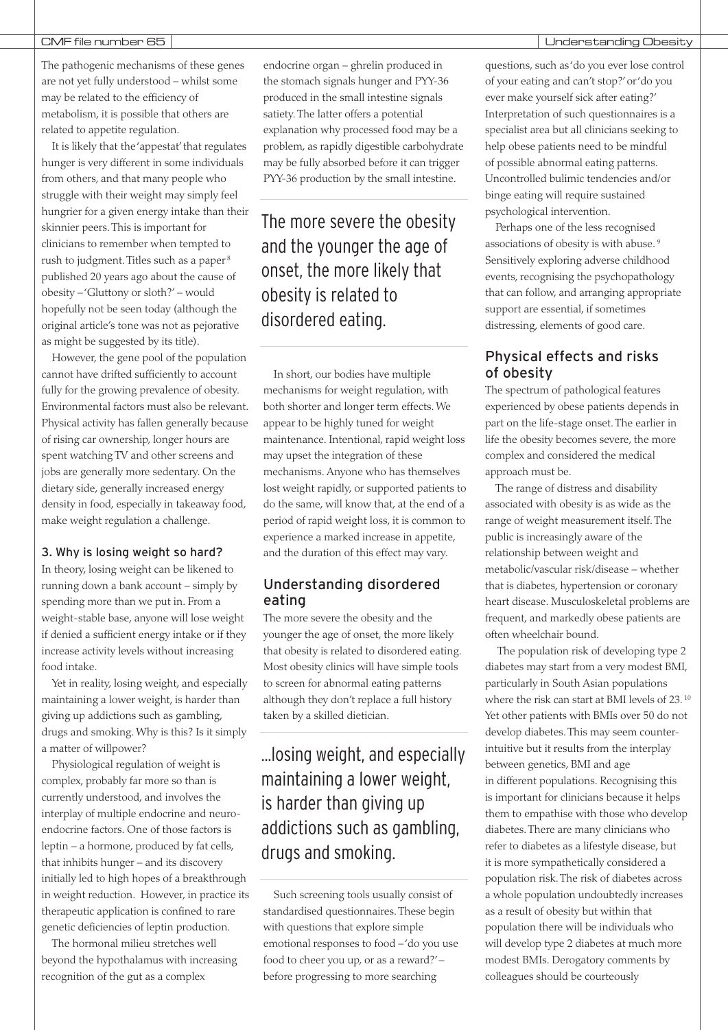The pathogenic mechanisms of these genes are not yet fully understood – whilst some may be related to the efficiency of metabolism, it is possible that others are related to appetite regulation.

It is likely that the 'appestat' that regulates hunger is very different in some individuals from others, and that many people who struggle with their weight may simply feel hungrier for a given energy intake than their skinnier peers. This is important for clinicians to remember when tempted to rush to judgment. Titles such as a paper[8] published 20 years ago about the cause of obesity – 'Gluttony or sloth?' – would hopefully not be seen today (although the original article's tone was not as pejorative as might be suggested by its title).

However, the gene pool of the population cannot have drifted sufficiently to account fully for the growing prevalence of obesity. Environmental factors must also be relevant. Physical activity has fallen generally because of rising car ownership, longer hours are spent watching TV and other screens and jobs are generally more sedentary. On the dietary side, generally increased energy density in food, especially in takeaway food, make weight regulation a challenge.

### 3. Why is losing weight so hard?

In theory, losing weight can be likened to running down a bank account – simply by spending more than we put in. From a weight-stable base, anyone will lose weight if denied a sufficient energy intake or if they increase activity levels without increasing food intake.

Yet in reality, losing weight, and especially maintaining a lower weight, is harder than giving up addictions such as gambling, drugs and smoking. Why is this? Is it simply a matter of willpower?

Physiological regulation of weight is complex, probably far more so than is currently understood, and involves the interplay of multiple endocrine and neuro-endocrine factors. One of those factors is leptin – a hormone, produced by fat cells, that inhibits hunger – and its discovery initially led to high hopes of a breakthrough in weight reduction. However, in practice its therapeutic application is confined to rare genetic deficiencies of leptin production.

The hormonal milieu stretches well beyond the hypothalamus with increasing recognition of the gut as a complex endocrine organ – ghrelin produced in the stomach signals hunger and PYY-36 produced in the small intestine signals satiety. The latter offers a potential explanation why processed food may be a problem, as rapidly digestible carbohydrate may be fully absorbed before it can trigger PYY-36 production by the small intestine.

> The more severe the obesity and the younger the age of onset, the more likely that obesity is related to disordered eating.

In short, our bodies have multiple mechanisms for weight regulation, with both shorter and longer term effects. We appear to be highly tuned for weight maintenance. Intentional, rapid weight loss may upset the integration of these mechanisms. Anyone who has themselves lost weight rapidly, or supported patients to do the same, will know that, at the end of a period of rapid weight loss, it is common to experience a marked increase in appetite, and the duration of this effect may vary.

## Understanding disordered eating

The more severe the obesity and the younger the age of onset, the more likely that obesity is related to disordered eating. Most obesity clinics will have simple tools to screen for abnormal eating patterns although they don't replace a full history taken by a skilled dietician.

> ...losing weight, and especially maintaining a lower weight, is harder than giving up addictions such as gambling, drugs and smoking.

Such screening tools usually consist of standardised questionnaires. These begin with questions that explore simple emotional responses to food – 'do you use food to cheer you up, or as a reward?' – before progressing to more searching questions, such as 'do you ever lose control of your eating and can't stop?' or 'do you ever make yourself sick after eating?' Interpretation of such questionnaires is a specialist area but all clinicians seeking to help obese patients need to be mindful of possible abnormal eating patterns. Uncontrolled bulimic tendencies and/or binge eating will require sustained psychological intervention.

Perhaps one of the less recognised associations of obesity is with abuse.[9] Sensitively exploring adverse childhood events, recognising the psychopathology that can follow, and arranging appropriate support are essential, if sometimes distressing, elements of good care.

## Physical effects and risks of obesity

The spectrum of pathological features experienced by obese patients depends in part on the life-stage onset. The earlier in life the obesity becomes severe, the more complex and considered the medical approach must be.

The range of distress and disability associated with obesity is as wide as the range of weight measurement itself. The public is increasingly aware of the relationship between weight and metabolic/vascular risk/disease – whether that is diabetes, hypertension or coronary heart disease. Musculoskeletal problems are frequent, and markedly obese patients are often wheelchair bound.

The population risk of developing type 2 diabetes may start from a very modest BMI, particularly in South Asian populations where the risk can start at BMI levels of 23.[10] Yet other patients with BMIs over 50 do not develop diabetes. This may seem counter-intuitive but it results from the interplay between genetics, BMI and age in different populations. Recognising this is important for clinicians because it helps them to empathise with those who develop diabetes. There are many clinicians who refer to diabetes as a lifestyle disease, but it is more sympathetically considered a population risk. The risk of diabetes across a whole population undoubtedly increases as a result of obesity but within that population there will be individuals who will develop type 2 diabetes at much more modest BMIs. Derogatory comments by colleagues should be courteously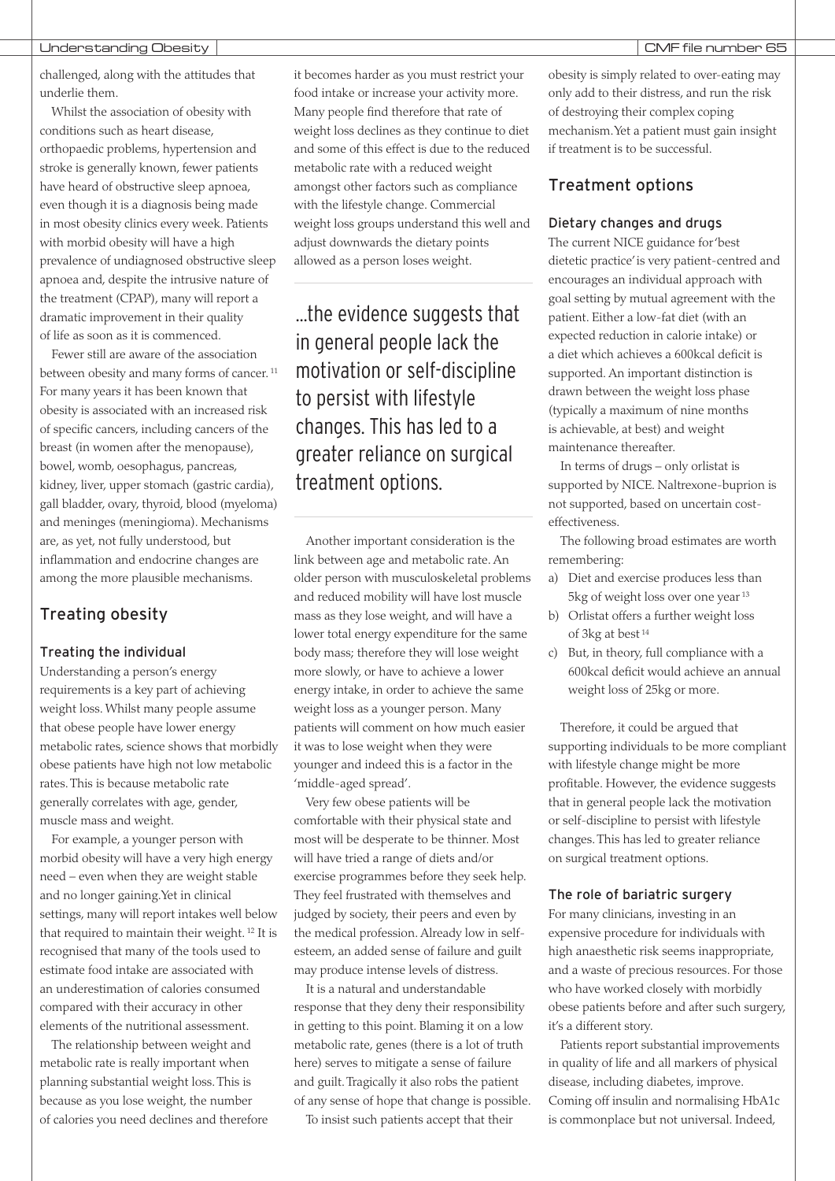challenged, along with the attitudes that underlie them.

Whilst the association of obesity with conditions such as heart disease, orthopaedic problems, hypertension and stroke is generally known, fewer patients have heard of obstructive sleep apnoea, even though it is a diagnosis being made in most obesity clinics every week. Patients with morbid obesity will have a high prevalence of undiagnosed obstructive sleep apnoea and, despite the intrusive nature of the treatment (CPAP), many will report a dramatic improvement in their quality of life as soon as it is commenced.

Fewer still are aware of the association between obesity and many forms of cancer.[11] For many years it has been known that obesity is associated with an increased risk of specific cancers, including cancers of the breast (in women after the menopause), bowel, womb, oesophagus, pancreas, kidney, liver, upper stomach (gastric cardia), gall bladder, ovary, thyroid, blood (myeloma) and meninges (meningioma). Mechanisms are, as yet, not fully understood, but inflammation and endocrine changes are among the more plausible mechanisms.

## Treating obesity

### Treating the individual

Understanding a person's energy requirements is a key part of achieving weight loss. Whilst many people assume that obese people have lower energy metabolic rates, science shows that morbidly obese patients have high not low metabolic rates. This is because metabolic rate generally correlates with age, gender, muscle mass and weight.

For example, a younger person with morbid obesity will have a very high energy need – even when they are weight stable and no longer gaining. Yet in clinical settings, many will report intakes well below that required to maintain their weight.[12] It is recognised that many of the tools used to estimate food intake are associated with an underestimation of calories consumed compared with their accuracy in other elements of the nutritional assessment.

The relationship between weight and metabolic rate is really important when planning substantial weight loss. This is because as you lose weight, the number of calories you need declines and therefore it becomes harder as you must restrict your food intake or increase your activity more. Many people find therefore that rate of weight loss declines as they continue to diet and some of this effect is due to the reduced metabolic rate with a reduced weight amongst other factors such as compliance with the lifestyle change. Commercial weight loss groups understand this well and adjust downwards the dietary points allowed as a person loses weight.

> ...the evidence suggests that in general people lack the motivation or self-discipline to persist with lifestyle changes. This has led to a greater reliance on surgical treatment options.

Another important consideration is the link between age and metabolic rate. An older person with musculoskeletal problems and reduced mobility will have lost muscle mass as they lose weight, and will have a lower total energy expenditure for the same body mass; therefore they will lose weight more slowly, or have to achieve a lower energy intake, in order to achieve the same weight loss as a younger person. Many patients will comment on how much easier it was to lose weight when they were younger and indeed this is a factor in the 'middle-aged spread'.

Very few obese patients will be comfortable with their physical state and most will be desperate to be thinner. Most will have tried a range of diets and/or exercise programmes before they seek help. They feel frustrated with themselves and judged by society, their peers and even by the medical profession. Already low in self-esteem, an added sense of failure and guilt may produce intense levels of distress.

It is a natural and understandable response that they deny their responsibility in getting to this point. Blaming it on a low metabolic rate, genes (there is a lot of truth here) serves to mitigate a sense of failure and guilt. Tragically it also robs the patient of any sense of hope that change is possible.

To insist such patients accept that their obesity is simply related to over-eating may only add to their distress, and run the risk of destroying their complex coping mechanism. Yet a patient must gain insight if treatment is to be successful.

## Treatment options

### Dietary changes and drugs

The current NICE guidance for 'best dietetic practice' is very patient-centred and encourages an individual approach with goal setting by mutual agreement with the patient. Either a low-fat diet (with an expected reduction in calorie intake) or a diet which achieves a 600kcal deficit is supported. An important distinction is drawn between the weight loss phase (typically a maximum of nine months is achievable, at best) and weight maintenance thereafter.

In terms of drugs – only orlistat is supported by NICE. Naltrexone-buprion is not supported, based on uncertain cost-effectiveness.

The following broad estimates are worth remembering:

a) Diet and exercise produces less than 5kg of weight loss over one year[13]
b) Orlistat offers a further weight loss of 3kg at best[14]
c) But, in theory, full compliance with a 600kcal deficit would achieve an annual weight loss of 25kg or more.

Therefore, it could be argued that supporting individuals to be more compliant with lifestyle change might be more profitable. However, the evidence suggests that in general people lack the motivation or self-discipline to persist with lifestyle changes. This has led to greater reliance on surgical treatment options.

### The role of bariatric surgery

For many clinicians, investing in an expensive procedure for individuals with high anaesthetic risk seems inappropriate, and a waste of precious resources. For those who have worked closely with morbidly obese patients before and after such surgery, it's a different story.

Patients report substantial improvements in quality of life and all markers of physical disease, including diabetes, improve. Coming off insulin and normalising HbA1c is commonplace but not universal. Indeed,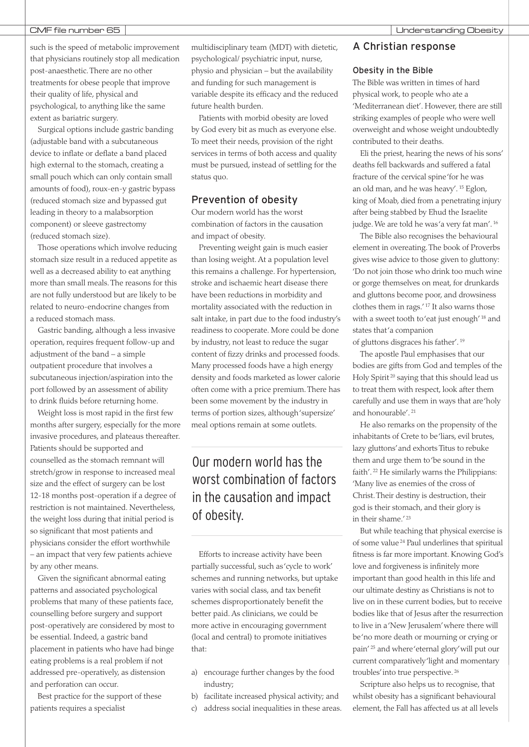such is the speed of metabolic improvement that physicians routinely stop all medication post-anaesthetic. There are no other treatments for obese people that improve their quality of life, physical and psychological, to anything like the same extent as bariatric surgery.

Surgical options include gastric banding (adjustable band with a subcutaneous device to inflate or deflate a band placed high external to the stomach, creating a small pouch which can only contain small amounts of food), roux-en-y gastric bypass (reduced stomach size and bypassed gut leading in theory to a malabsorption component) or sleeve gastrectomy (reduced stomach size).

Those operations which involve reducing stomach size result in a reduced appetite as well as a decreased ability to eat anything more than small meals. The reasons for this are not fully understood but are likely to be related to neuro-endocrine changes from a reduced stomach mass.

Gastric banding, although a less invasive operation, requires frequent follow-up and adjustment of the band – a simple outpatient procedure that involves a subcutaneous injection/aspiration into the port followed by an assessment of ability to drink fluids before returning home.

Weight loss is most rapid in the first few months after surgery, especially for the more invasive procedures, and plateaus thereafter. Patients should be supported and counselled as the stomach remnant will stretch/grow in response to increased meal size and the effect of surgery can be lost 12-18 months post-operation if a degree of restriction is not maintained. Nevertheless, the weight loss during that initial period is so significant that most patients and physicians consider the effort worthwhile – an impact that very few patients achieve by any other means.

Given the significant abnormal eating patterns and associated psychological problems that many of these patients face, counselling before surgery and support post-operatively are considered by most to be essential. Indeed, a gastric band placement in patients who have had binge eating problems is a real problem if not addressed pre-operatively, as distension and perforation can occur.

Best practice for the support of these patients requires a specialist multidisciplinary team (MDT) with dietetic, psychological/ psychiatric input, nurse, physio and physician – but the availability and funding for such management is variable despite its efficacy and the reduced future health burden.

Patients with morbid obesity are loved by God every bit as much as everyone else. To meet their needs, provision of the right services in terms of both access and quality must be pursued, instead of settling for the status quo.

## Prevention of obesity

Our modern world has the worst combination of factors in the causation and impact of obesity.

Preventing weight gain is much easier than losing weight. At a population level this remains a challenge. For hypertension, stroke and ischaemic heart disease there have been reductions in morbidity and mortality associated with the reduction in salt intake, in part due to the food industry's readiness to cooperate. More could be done by industry, not least to reduce the sugar content of fizzy drinks and processed foods. Many processed foods have a high energy density and foods marketed as lower calorie often come with a price premium. There has been some movement by the industry in terms of portion sizes, although 'supersize' meal options remain at some outlets.

> Our modern world has the worst combination of factors in the causation and impact of obesity.

Efforts to increase activity have been partially successful, such as 'cycle to work' schemes and running networks, but uptake varies with social class, and tax benefit schemes disproportionately benefit the better paid. As clinicians, we could be more active in encouraging government (local and central) to promote initiatives that:

a) encourage further changes by the food industry;
b) facilitate increased physical activity; and
c) address social inequalities in these areas.

## A Christian response

### Obesity in the Bible

The Bible was written in times of hard physical work, to people who ate a 'Mediterranean diet'. However, there are still striking examples of people who were well overweight and whose weight undoubtedly contributed to their deaths.

Eli the priest, hearing the news of his sons' deaths fell backwards and suffered a fatal fracture of the cervical spine 'for he was an old man, and he was heavy'. [15] Eglon, king of Moab, died from a penetrating injury after being stabbed by Ehud the Israelite judge. We are told he was 'a very fat man'. [16]

The Bible also recognises the behavioural element in overeating. The book of Proverbs gives wise advice to those given to gluttony: 'Do not join those who drink too much wine or gorge themselves on meat, for drunkards and gluttons become poor, and drowsiness clothes them in rags.' [17] It also warns those with a sweet tooth to 'eat just enough' [18] and states that 'a companion of gluttons disgraces his father'. [19]

The apostle Paul emphasises that our bodies are gifts from God and temples of the Holy Spirit [20] saying that this should lead us to treat them with respect, look after them carefully and use them in ways that are 'holy and honourable'. [21]

He also remarks on the propensity of the inhabitants of Crete to be 'liars, evil brutes, lazy gluttons' and exhorts Titus to rebuke them and urge them to 'be sound in the faith'. [22] He similarly warns the Philippians: 'Many live as enemies of the cross of Christ. Their destiny is destruction, their god is their stomach, and their glory is in their shame.' [23]

But while teaching that physical exercise is of some value [24] Paul underlines that spiritual fitness is far more important. Knowing God's love and forgiveness is infinitely more important than good health in this life and our ultimate destiny as Christians is not to live on in these current bodies, but to receive bodies like that of Jesus after the resurrection to live in a 'New Jerusalem' where there will be 'no more death or mourning or crying or pain' [25] and where 'eternal glory' will put our current comparatively 'light and momentary troubles' into true perspective. [26]

Scripture also helps us to recognise, that whilst obesity has a significant behavioural element, the Fall has affected us at all levels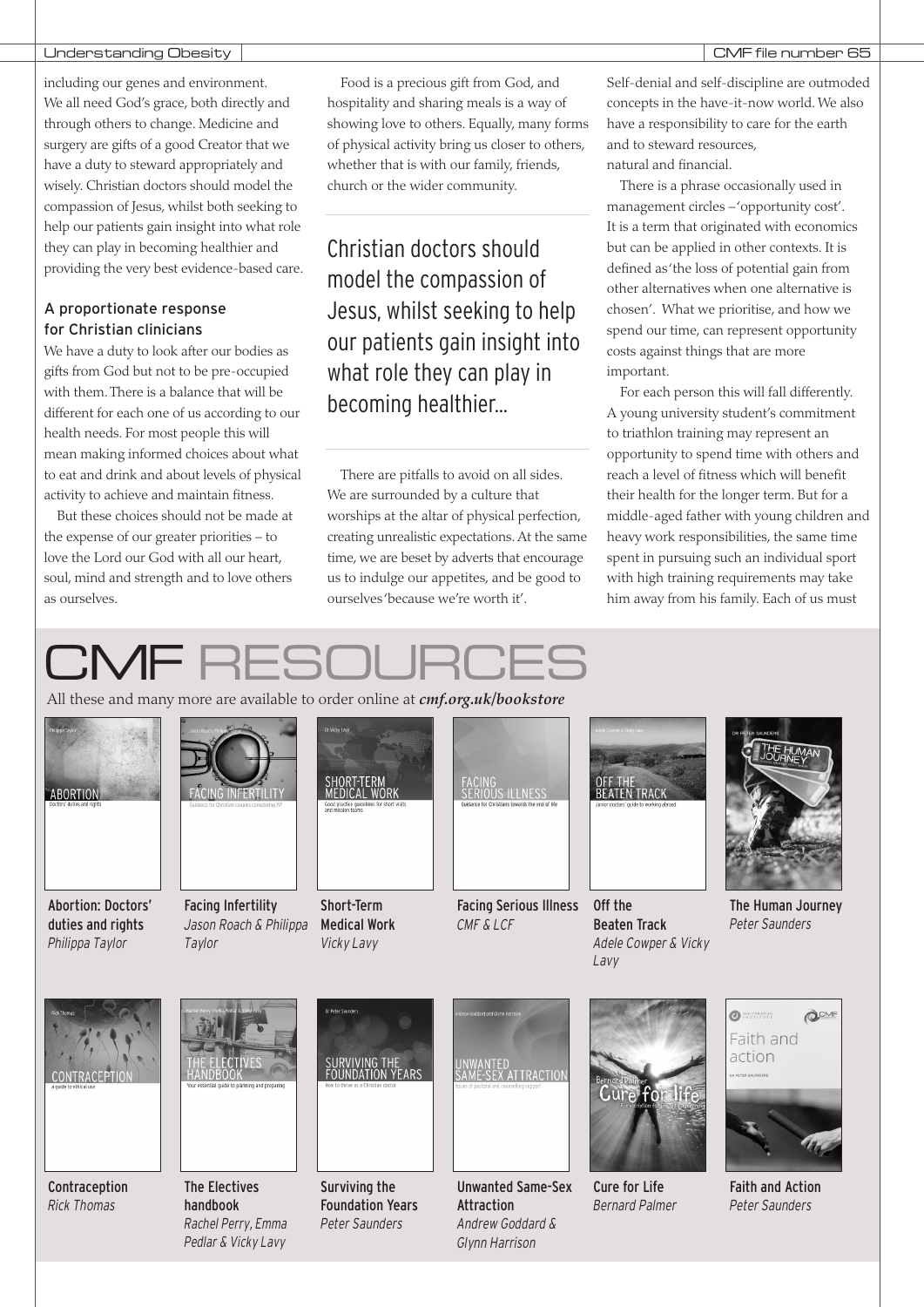including our genes and environment. We all need God's grace, both directly and through others to change. Medicine and surgery are gifts of a good Creator that we have a duty to steward appropriately and wisely. Christian doctors should model the compassion of Jesus, whilst both seeking to help our patients gain insight into what role they can play in becoming healthier and providing the very best evidence-based care.

### A proportionate response for Christian clinicians

We have a duty to look after our bodies as gifts from God but not to be pre-occupied with them. There is a balance that will be different for each one of us according to our health needs. For most people this will mean making informed choices about what to eat and drink and about levels of physical activity to achieve and maintain fitness.

But these choices should not be made at the expense of our greater priorities – to love the Lord our God with all our heart, soul, mind and strength and to love others as ourselves.

Food is a precious gift from God, and hospitality and sharing meals is a way of showing love to others. Equally, many forms of physical activity bring us closer to others, whether that is with our family, friends, church or the wider community.

> Christian doctors should model the compassion of Jesus, whilst seeking to help our patients gain insight into what role they can play in becoming healthier...

There are pitfalls to avoid on all sides. We are surrounded by a culture that worships at the altar of physical perfection, creating unrealistic expectations. At the same time, we are beset by adverts that encourage us to indulge our appetites, and be good to ourselves 'because we're worth it'.

Self-denial and self-discipline are outmoded concepts in the have-it-now world. We also have a responsibility to care for the earth and to steward resources, natural and financial.

There is a phrase occasionally used in management circles – 'opportunity cost'. It is a term that originated with economics but can be applied in other contexts. It is defined as 'the loss of potential gain from other alternatives when one alternative is chosen'. What we prioritise, and how we spend our time, can represent opportunity costs against things that are more important.

For each person this will fall differently. A young university student's commitment to triathlon training may represent an opportunity to spend time with others and reach a level of fitness which will benefit their health for the longer term. But for a middle-aged father with young children and heavy work responsibilities, the same time spent in pursuing such an individual sport with high training requirements may take him away from his family. Each of us must

# CMF RESOURCES

All these and many more are available to order online at ***cmf.org.uk/bookstore***

- **Abortion: Doctors' duties and rights** – *Philippa Taylor*
- **Facing Infertility** – *Jason Roach & Philippa Taylor*
- **Short-Term Medical Work** – *Vicky Lavy*
- **Facing Serious Illness** – *CMF & LCF*
- **Off the Beaten Track** – *Adele Cowper & Vicky Lavy*
- **The Human Journey** – *Peter Saunders*
- **Contraception** – *Rick Thomas*
- **The Electives handbook** – *Rachel Perry, Emma Pedlar & Vicky Lavy*
- **Surviving the Foundation Years** – *Peter Saunders*
- **Unwanted Same-Sex Attraction** – *Andrew Goddard & Glynn Harrison*
- **Cure for Life** – *Bernard Palmer*
- **Faith and Action** – *Peter Saunders*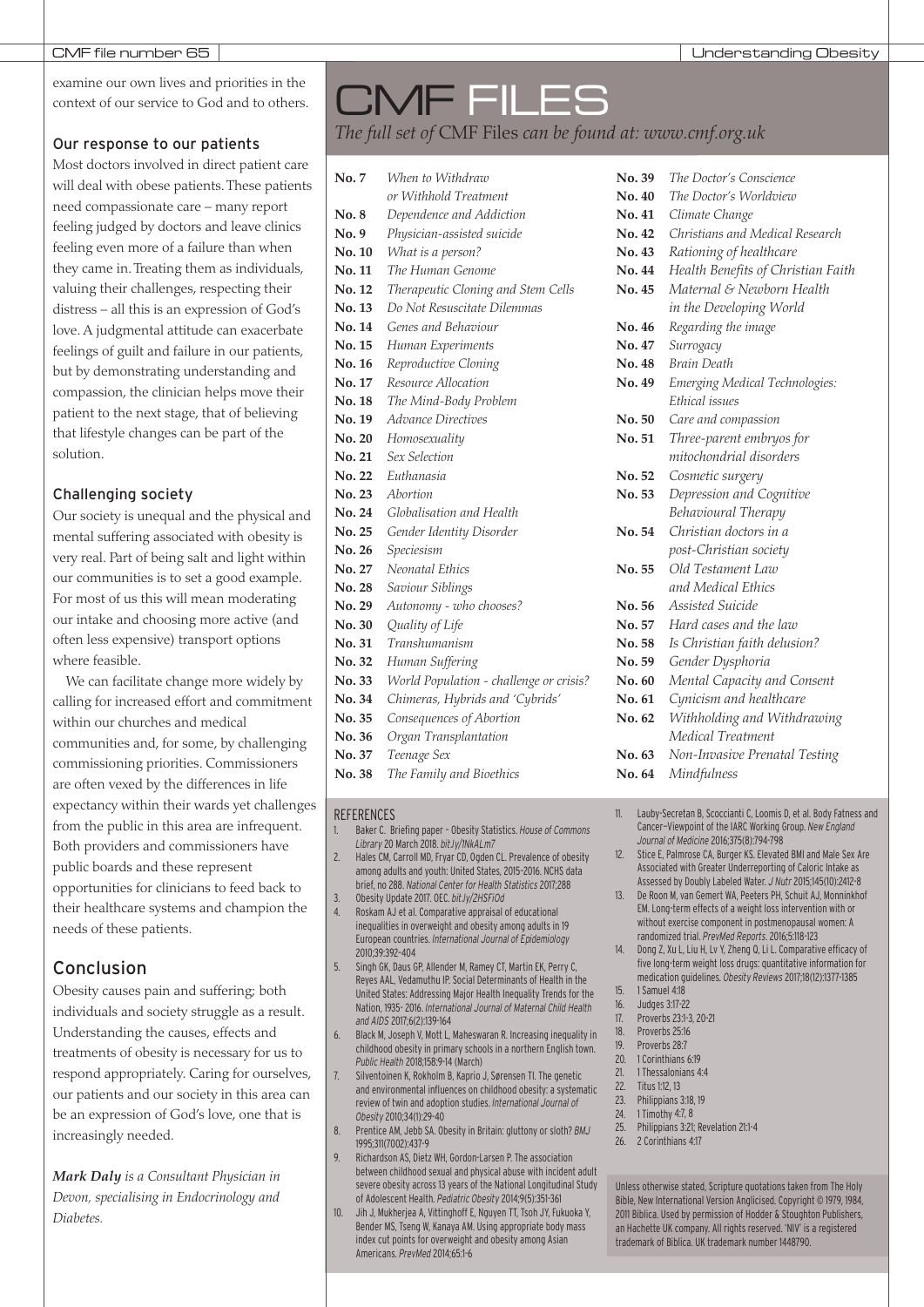examine our own lives and priorities in the context of our service to God and to others.

### Our response to our patients

Most doctors involved in direct patient care will deal with obese patients. These patients need compassionate care – many report feeling judged by doctors and leave clinics feeling even more of a failure than when they came in. Treating them as individuals, valuing their challenges, respecting their distress – all this is an expression of God's love. A judgmental attitude can exacerbate feelings of guilt and failure in our patients, but by demonstrating understanding and compassion, the clinician helps move their patient to the next stage, that of believing that lifestyle changes can be part of the solution.

### Challenging society

Our society is unequal and the physical and mental suffering associated with obesity is very real. Part of being salt and light within our communities is to set a good example. For most of us this will mean moderating our intake and choosing more active (and often less expensive) transport options where feasible.

We can facilitate change more widely by calling for increased effort and commitment within our churches and medical communities and, for some, by challenging commissioning priorities. Commissioners are often vexed by the differences in life expectancy within their wards yet challenges from the public in this area are infrequent. Both providers and commissioners have public boards and these represent opportunities for clinicians to feed back to their healthcare systems and champion the needs of these patients.

## Conclusion

Obesity causes pain and suffering; both individuals and society struggle as a result. Understanding the causes, effects and treatments of obesity is necessary for us to respond appropriately. Caring for ourselves, our patients and our society in this area can be an expression of God's love, one that is increasingly needed.

***Mark Daly** is a Consultant Physician in Devon, specialising in Endocrinology and Diabetes.*

# CMF FILES

*The full set of* CMF Files *can be found at: www.cmf.org.uk*

**No. 7** *When to Withdraw or Withhold Treatment*
**No. 8** *Dependence and Addiction*
**No. 9** *Physician-assisted suicide*
**No. 10** *What is a person?*
**No. 11** *The Human Genome*
**No. 12** *Therapeutic Cloning and Stem Cells*
**No. 13** *Do Not Resuscitate Dilemmas*
**No. 14** *Genes and Behaviour*
**No. 15** *Human Experiments*
**No. 16** *Reproductive Cloning*
**No. 17** *Resource Allocation*
**No. 18** *The Mind-Body Problem*
**No. 19** *Advance Directives*
**No. 20** *Homosexuality*
**No. 21** *Sex Selection*
**No. 22** *Euthanasia*
**No. 23** *Abortion*
**No. 24** *Globalisation and Health*
**No. 25** *Gender Identity Disorder*
**No. 26** *Speciesism*
**No. 27** *Neonatal Ethics*
**No. 28** *Saviour Siblings*
**No. 29** *Autonomy - who chooses?*
**No. 30** *Quality of Life*
**No. 31** *Transhumanism*
**No. 32** *Human Suffering*
**No. 33** *World Population - challenge or crisis?*
**No. 34** *Chimeras, Hybrids and 'Cybrids'*
**No. 35** *Consequences of Abortion*
**No. 36** *Organ Transplantation*
**No. 37** *Teenage Sex*
**No. 38** *The Family and Bioethics*
**No. 39** *The Doctor's Conscience*
**No. 40** *The Doctor's Worldview*
**No. 41** *Climate Change*
**No. 42** *Christians and Medical Research*
**No. 43** *Rationing of healthcare*
**No. 44** *Health Benefits of Christian Faith*
**No. 45** *Maternal & Newborn Health in the Developing World*
**No. 46** *Regarding the image*
**No. 47** *Surrogacy*
**No. 48** *Brain Death*
**No. 49** *Emerging Medical Technologies: Ethical issues*
**No. 50** *Care and compassion*
**No. 51** *Three-parent embryos for mitochondrial disorders*
**No. 52** *Cosmetic surgery*
**No. 53** *Depression and Cognitive Behavioural Therapy*
**No. 54** *Christian doctors in a post-Christian society*
**No. 55** *Old Testament Law and Medical Ethics*
**No. 56** *Assisted Suicide*
**No. 57** *Hard cases and the law*
**No. 58** *Is Christian faith delusion?*
**No. 59** *Gender Dysphoria*
**No. 60** *Mental Capacity and Consent*
**No. 61** *Cynicism and healthcare*
**No. 62** *Withholding and Withdrawing Medical Treatment*
**No. 63** *Non-Invasive Prenatal Testing*
**No. 64** *Mindfulness*

## REFERENCES

1. Baker C. Briefing paper - Obesity Statistics. *House of Commons Library* 20 March 2018. *bit.ly/1NkALm7*
2. Hales CM, Carroll MD, Fryar CD, Ogden CL. Prevalence of obesity among adults and youth: United States, 2015–2016. NCHS data brief, no 288. *National Center for Health Statistics* 2017;288
3. Obesity Update 2017. OEC. *bit.ly/2HSFiOd*
4. Roskam AJ et al. Comparative appraisal of educational inequalities in overweight and obesity among adults in 19 European countries. *International Journal of Epidemiology* 2010;39:392-404
5. Singh GK, Daus GP, Allender M, Ramey CT, Martin EK, Perry C, Reyes AAL, Vedamuthu IP. Social Determinants of Health in the United States: Addressing Major Health Inequality Trends for the Nation, 1935- 2016. *International Journal of Maternal Child Health and AIDS* 2017;6(2):139-164
6. Black M, Joseph V, Mott L, Maheswaran R. Increasing inequality in childhood obesity in primary schools in a northern English town. *Public Health* 2018;158:9-14 (March)
7. Silventoinen K, Rokholm B, Kaprio J, Sørensen TI. The genetic and environmental influences on childhood obesity: a systematic review of twin and adoption studies. *International Journal of Obesity* 2010;34(1):29-40
8. Prentice AM, Jebb SA. Obesity in Britain: gluttony or sloth? *BMJ* 1995;311(7002):437-9
9. Richardson AS, Dietz WH, Gordon-Larsen P. The association between childhood sexual and physical abuse with incident adult severe obesity across 13 years of the National Longitudinal Study of Adolescent Health. *Pediatric Obesity* 2014;9(5):351-361
10. Jih J, Mukherjea A, Vittinghoff E, Nguyen TT, Tsoh JY, Fukuoka Y, Bender MS, Tseng W, Kanaya AM. Using appropriate body mass index cut points for overweight and obesity among Asian Americans. *PrevMed* 2014;65:1-6
11. Lauby-Secretan B, Scoccianti C, Loomis D, et al. Body Fatness and Cancer—Viewpoint of the IARC Working Group. *New England Journal of Medicine* 2016;375(8):794-798
12. Stice E, Palmrose CA, Burger KS. Elevated BMI and Male Sex Are Associated with Greater Underreporting of Caloric Intake as Assessed by Doubly Labeled Water. *J Nutr* 2015;145(10):2412-8
13. De Roon M, van Gemert WA, Peeters PH, Schuit AJ, Monninkhof EM. Long-term effects of a weight loss intervention with or without exercise component in postmenopausal women: A randomized trial. *PrevMed Reports*. 2016;5:118-123
14. Dong Z, Xu L, Liu H, Lv Y, Zheng Q, Li L. Comparative efficacy of five long-term weight loss drugs: quantitative information for medication guidelines. *Obesity Reviews* 2017;18(12):1377-1385
15. 1 Samuel 4:18
16. Judges 3:17-22
17. Proverbs 23:1-3, 20-21
18. Proverbs 25:16
19. Proverbs 28:7
20. 1 Corinthians 6:19
21. 1 Thessalonians 4:4
22. Titus 1:12, 13
23. Philippians 3:18, 19
24. 1 Timothy 4:7, 8
25. Philippians 3:21; Revelation 21:1-4
26. 2 Corinthians 4:17

Unless otherwise stated, Scripture quotations taken from The Holy Bible, New International Version Anglicised. Copyright © 1979, 1984, 2011 Biblica. Used by permission of Hodder & Stoughton Publishers, an Hachette UK company. All rights reserved. 'NIV' is a registered trademark of Biblica. UK trademark number 1448790.